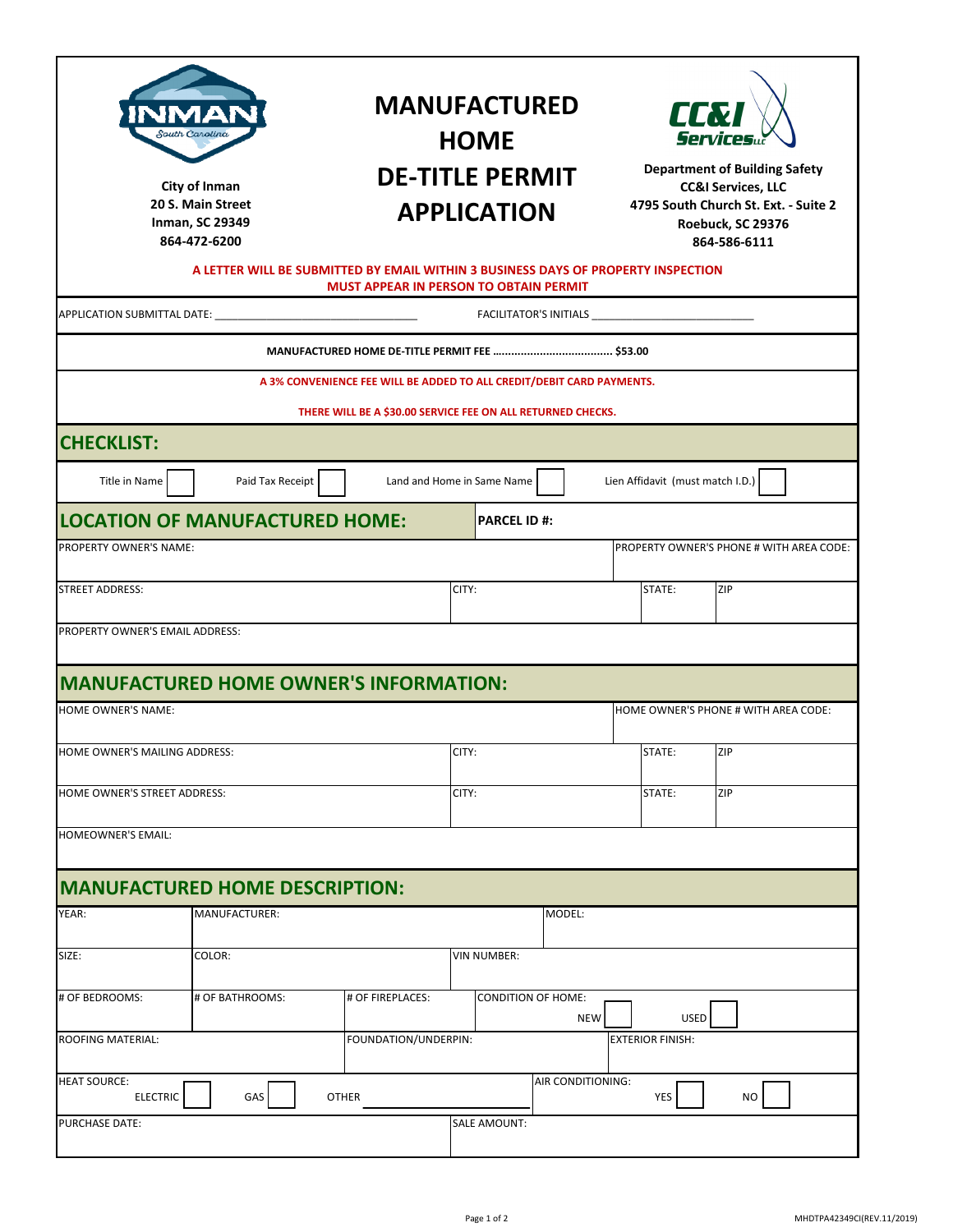City of Inman
20 S. Main Street
Inman, SC 29349
864-472-6200

# MANUFACTURED HOME DE-TITLE PERMIT APPLICATION

Department of Building Safety
CC&I Services, LLC
4795 South Church St. Ext. - Suite 2
Roebuck, SC 29376
864-586-6111

**A LETTER WILL BE SUBMITTED BY EMAIL WITHIN 3 BUSINESS DAYS OF PROPERTY INSPECTION**
**MUST APPEAR IN PERSON TO OBTAIN PERMIT**

APPLICATION SUBMITTAL DATE: ________________________________ FACILITATOR'S INITIALS ___________________________

**MANUFACTURED HOME DE-TITLE PERMIT FEE ...................................... $53.00**

**A 3% CONVENIENCE FEE WILL BE ADDED TO ALL CREDIT/DEBIT CARD PAYMENTS.**

**THERE WILL BE A $30.00 SERVICE FEE ON ALL RETURNED CHECKS.**

## CHECKLIST:

Title in Name ☐ Paid Tax Receipt ☐ Land and Home in Same Name ☐ Lien Affidavit (must match I.D.) ☐

## LOCATION OF MANUFACTURED HOME:

**PARCEL ID #:**

| PROPERTY OWNER'S NAME: | | | PROPERTY OWNER'S PHONE # WITH AREA CODE: |
|---|---|---|---|
| STREET ADDRESS: | CITY: | STATE: | ZIP |
| PROPERTY OWNER'S EMAIL ADDRESS: | | | |

## MANUFACTURED HOME OWNER'S INFORMATION:

| HOME OWNER'S NAME: | | | HOME OWNER'S PHONE # WITH AREA CODE: |
|---|---|---|---|
| HOME OWNER'S MAILING ADDRESS: | CITY: | STATE: | ZIP |
| HOME OWNER'S STREET ADDRESS: | CITY: | STATE: | ZIP |
| HOMEOWNER'S EMAIL: | | | |

## MANUFACTURED HOME DESCRIPTION:

| YEAR: | MANUFACTURER: | | MODEL: |
|---|---|---|---|
| SIZE: | COLOR: | VIN NUMBER: | |
| # OF BEDROOMS: | # OF BATHROOMS: | # OF FIREPLACES: | CONDITION OF HOME: NEW ☐ USED ☐ |
| ROOFING MATERIAL: | FOUNDATION/UNDERPIN: | | EXTERIOR FINISH: |
| HEAT SOURCE: ELECTRIC ☐ GAS ☐ OTHER ________ | | | AIR CONDITIONING: YES ☐ NO ☐ |
| PURCHASE DATE: | | SALE AMOUNT: | |

MHDTPA42349CI(REV.11/2019)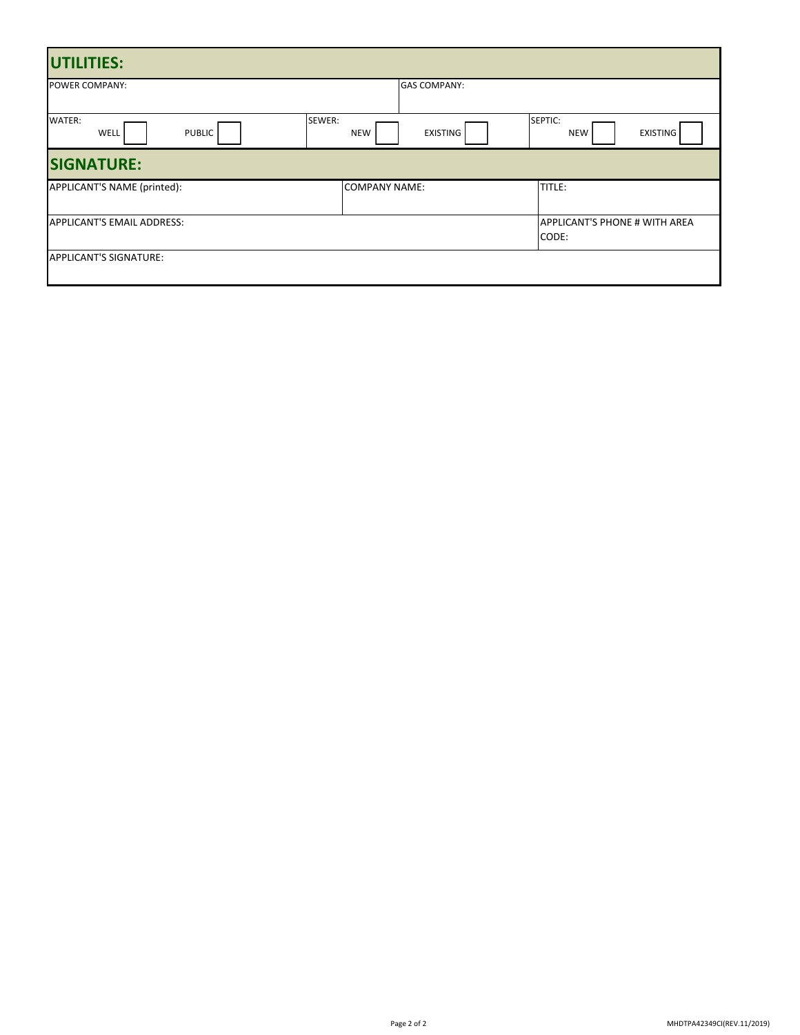## UTILITIES:

| | |
|---|---|
| POWER COMPANY: | GAS COMPANY: |

| | | |
|---|---|---|
| WATER: WELL ☐ PUBLIC ☐ | SEWER: NEW ☐ EXISTING ☐ | SEPTIC: NEW ☐ EXISTING ☐ |

## SIGNATURE:

| | | |
|---|---|---|
| APPLICANT'S NAME (printed): | COMPANY NAME: | TITLE: |
| APPLICANT'S EMAIL ADDRESS: | | APPLICANT'S PHONE # WITH AREA CODE: |
| APPLICANT'S SIGNATURE: | | |

MHDTPA42349CI(REV.11/2019)